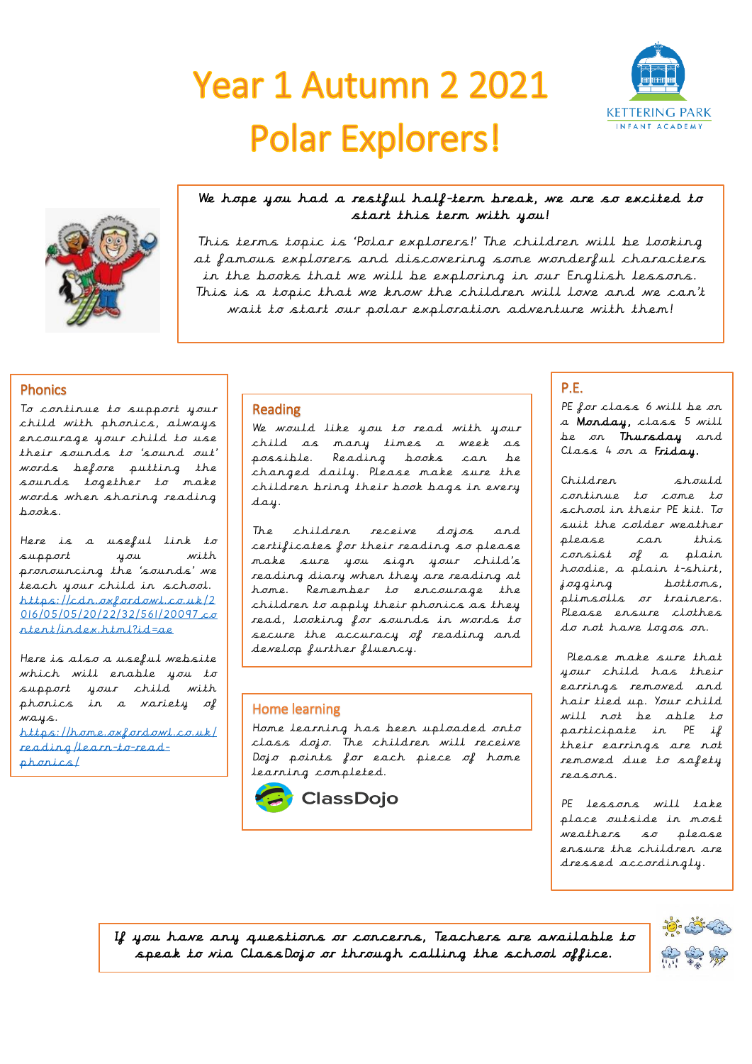# Year 1 Autumn 2 2021
# Polar Explorers!

KETTERING PARK
INFANT ACADEMY

**We hope you had a restful half-term break, we are so excited to start this term with you!**

This terms topic is 'Polar explorers!' The children will be looking at famous explorers and discovering some wonderful characters in the books that we will be exploring in our English lessons. This is a topic that we know the children will love and we can't wait to start our polar exploration adventure with them!

## Phonics

To continue to support your child with phonics, always encourage your child to use their sounds to 'sound out' words before putting the sounds together to make words when sharing reading books.

Here is a useful link to support you with pronouncing the 'sounds' we teach your child in school. https://cdn.oxfordowl.co.uk/2016/05/05/20/22/32/561/20097_content/index.html?id=ae

Here is also a useful website which will enable you to support your child with phonics in a variety of ways. https://home.oxfordowl.co.uk/reading/learn-to-read-phonics/

## Reading

We would like you to read with your child as many times a week as possible. Reading books can be changed daily. Please make sure the children bring their book bags in every day.

The children receive dojos and certificates for their reading so please make sure you sign your child's reading diary when they are reading at home. Remember to encourage the children to apply their phonics as they read, looking for sounds in words to secure the accuracy of reading and develop further fluency.

## Home learning

Home learning has been uploaded onto class dojo. The children will receive Dojo points for each piece of home learning completed.

ClassDojo

## P.E.

PE for class 6 will be on a **Monday**, class 5 will be on **Thursday** and Class 4 on a **Friday**.

Children should continue to come to school in their PE kit. To suit the colder weather please can this consist of a plain hoodie, a plain t-shirt, jogging bottoms, plimsolls or trainers. Please ensure clothes do not have logos on.

Please make sure that your child has their earrings removed and hair tied up. Your child will not be able to participate in PE if their earrings are not removed due to safety reasons.

PE lessons will take place outside in most weathers so please ensure the children are dressed accordingly.

**If you have any questions or concerns, Teachers are available to speak to via ClassDojo or through calling the school office.**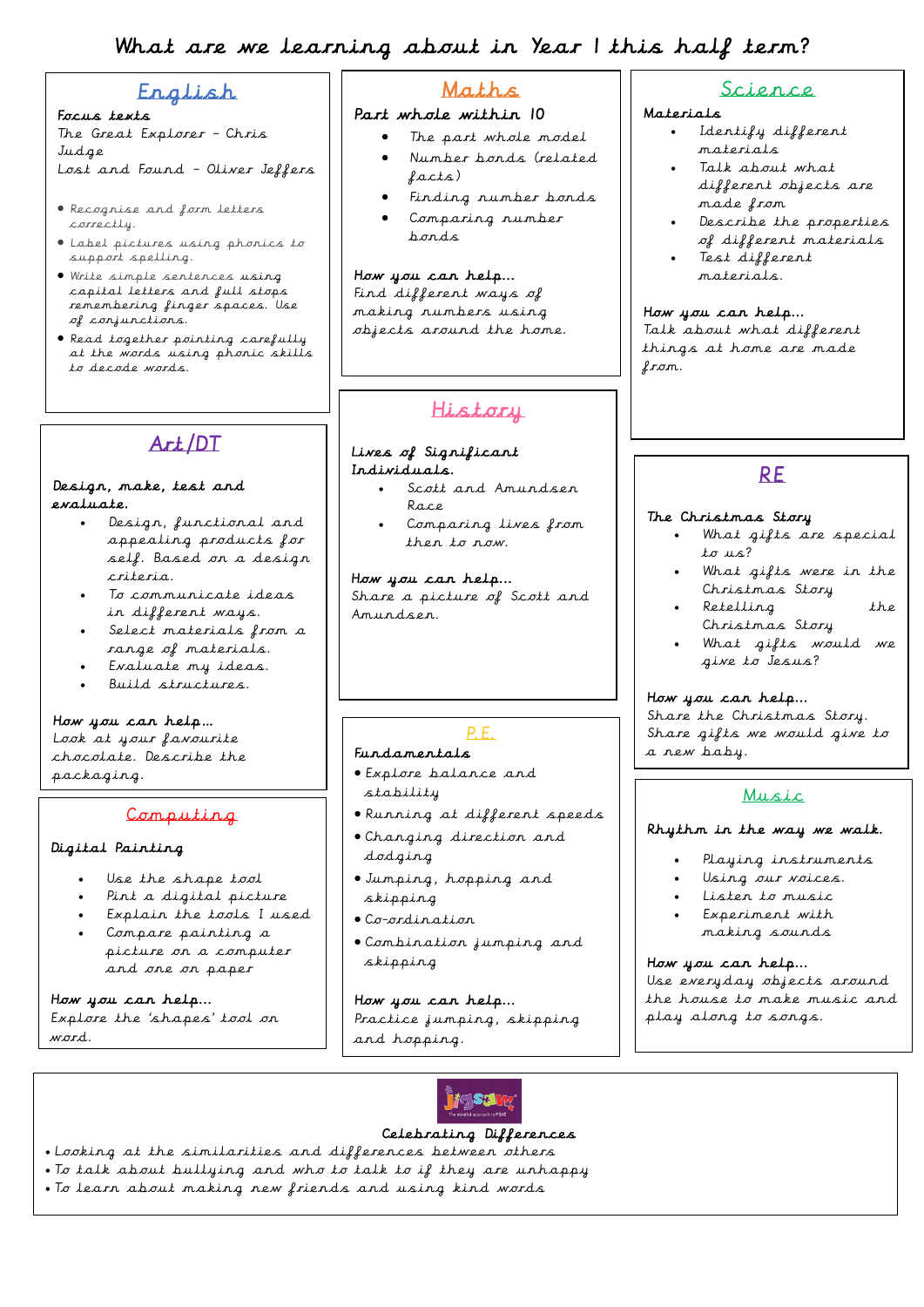# What are we learning about in Year 1 this half term?

## English

**Focus texts**

The Great Explorer - Chris Judge

Lost and Found - Oliver Jeffers

- Recognise and form letters correctly.
- Label pictures using phonics to support spelling.
- Write simple sentences using capital letters and full stops remembering finger spaces. Use of conjunctions.
- Read together pointing carefully at the words using phonic skills to decode words.

## Maths

**Part whole within 10**

- The part whole model
- Number bonds (related facts)
- Finding number bonds
- Comparing number bonds

**How you can help…**

Find different ways of making numbers using objects around the home.

## Science

**Materials**

- Identify different materials
- Talk about what different objects are made from
- Describe the properties of different materials
- Test different materials.

**How you can help…**

Talk about what different things at home are made from.

## Art/DT

**Design, make, test and evaluate.**

- Design, functional and appealing products for self. Based on a design criteria.
- To communicate ideas in different ways.
- Select materials from a range of materials.
- Evaluate my ideas.
- Build structures.

**How you can help…**

Look at your favourite chocolate. Describe the packaging.

## History

**Lives of Significant Individuals.**

- Scott and Amundsen Race
- Comparing lives from then to now.

**How you can help…**

Share a picture of Scott and Amundsen.

## RE

**The Christmas Story**

- What gifts are special to us?
- What gifts were in the Christmas Story
- Retelling the Christmas Story
- What gifts would we give to Jesus?

**How you can help…**

Share the Christmas Story.
Share gifts we would give to a new baby.

## Computing

**Digital Painting**

- Use the shape tool
- Pint a digital picture
- Explain the tools I used
- Compare painting a picture on a computer and one on paper

**How you can help…**

Explore the 'shapes' tool on word.

## P.E.

**Fundamentals**

- Explore balance and stability
- Running at different speeds
- Changing direction and dodging
- Jumping, hopping and skipping
- Co-ordination
- Combination jumping and skipping

**How you can help…**

Practice jumping, skipping and hopping.

## Music

**Rhythm in the way we walk.**

- Playing instruments
- Using our voices.
- Listen to music
- Experiment with making sounds

**How you can help…**

Use everyday objects around the house to make music and play along to songs.

## Jigsaw

**Celebrating Differences**

- Looking at the similarities and differences between others
- To talk about bullying and who to talk to if they are unhappy
- To learn about making new friends and using kind words